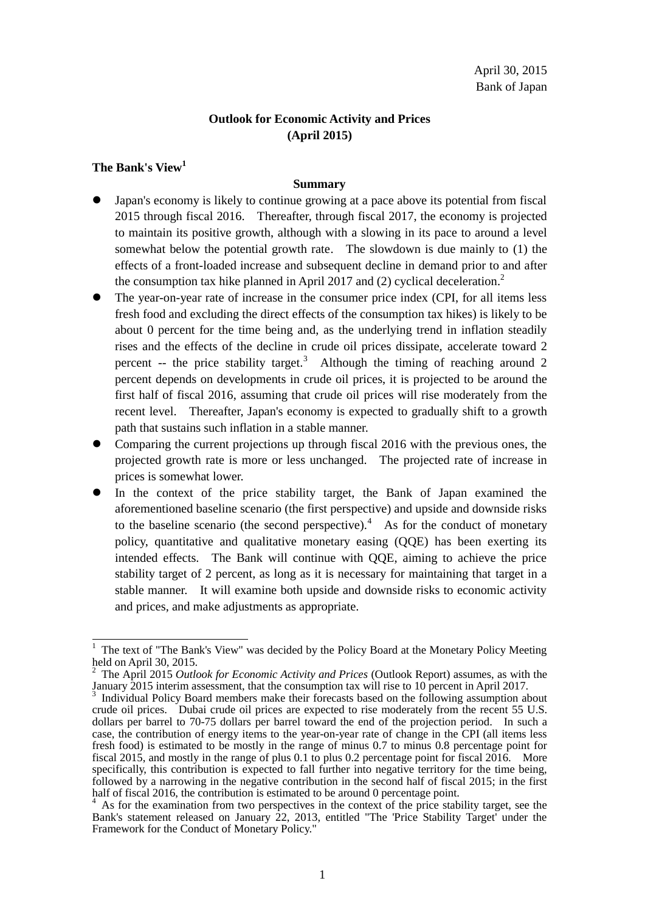April 30, 2015
Bank of Japan

# Outlook for Economic Activity and Prices
# (April 2015)

## The Bank's View[1]

### Summary

- Japan's economy is likely to continue growing at a pace above its potential from fiscal 2015 through fiscal 2016. Thereafter, through fiscal 2017, the economy is projected to maintain its positive growth, although with a slowing in its pace to around a level somewhat below the potential growth rate. The slowdown is due mainly to (1) the effects of a front-loaded increase and subsequent decline in demand prior to and after the consumption tax hike planned in April 2017 and (2) cyclical deceleration.[2]
- The year-on-year rate of increase in the consumer price index (CPI, for all items less fresh food and excluding the direct effects of the consumption tax hikes) is likely to be about 0 percent for the time being and, as the underlying trend in inflation steadily rises and the effects of the decline in crude oil prices dissipate, accelerate toward 2 percent -- the price stability target.[3] Although the timing of reaching around 2 percent depends on developments in crude oil prices, it is projected to be around the first half of fiscal 2016, assuming that crude oil prices will rise moderately from the recent level. Thereafter, Japan's economy is expected to gradually shift to a growth path that sustains such inflation in a stable manner.
- Comparing the current projections up through fiscal 2016 with the previous ones, the projected growth rate is more or less unchanged. The projected rate of increase in prices is somewhat lower.
- In the context of the price stability target, the Bank of Japan examined the aforementioned baseline scenario (the first perspective) and upside and downside risks to the baseline scenario (the second perspective).[4] As for the conduct of monetary policy, quantitative and qualitative monetary easing (QQE) has been exerting its intended effects. The Bank will continue with QQE, aiming to achieve the price stability target of 2 percent, as long as it is necessary for maintaining that target in a stable manner. It will examine both upside and downside risks to economic activity and prices, and make adjustments as appropriate.

---

[1] The text of "The Bank's View" was decided by the Policy Board at the Monetary Policy Meeting held on April 30, 2015.

[2] The April 2015 *Outlook for Economic Activity and Prices* (Outlook Report) assumes, as with the January 2015 interim assessment, that the consumption tax will rise to 10 percent in April 2017.

[3] Individual Policy Board members make their forecasts based on the following assumption about crude oil prices. Dubai crude oil prices are expected to rise moderately from the recent 55 U.S. dollars per barrel to 70-75 dollars per barrel toward the end of the projection period. In such a case, the contribution of energy items to the year-on-year rate of change in the CPI (all items less fresh food) is estimated to be mostly in the range of minus 0.7 to minus 0.8 percentage point for fiscal 2015, and mostly in the range of plus 0.1 to plus 0.2 percentage point for fiscal 2016. More specifically, this contribution is expected to fall further into negative territory for the time being, followed by a narrowing in the negative contribution in the second half of fiscal 2015; in the first half of fiscal 2016, the contribution is estimated to be around 0 percentage point.

[4] As for the examination from two perspectives in the context of the price stability target, see the Bank's statement released on January 22, 2013, entitled "The 'Price Stability Target' under the Framework for the Conduct of Monetary Policy."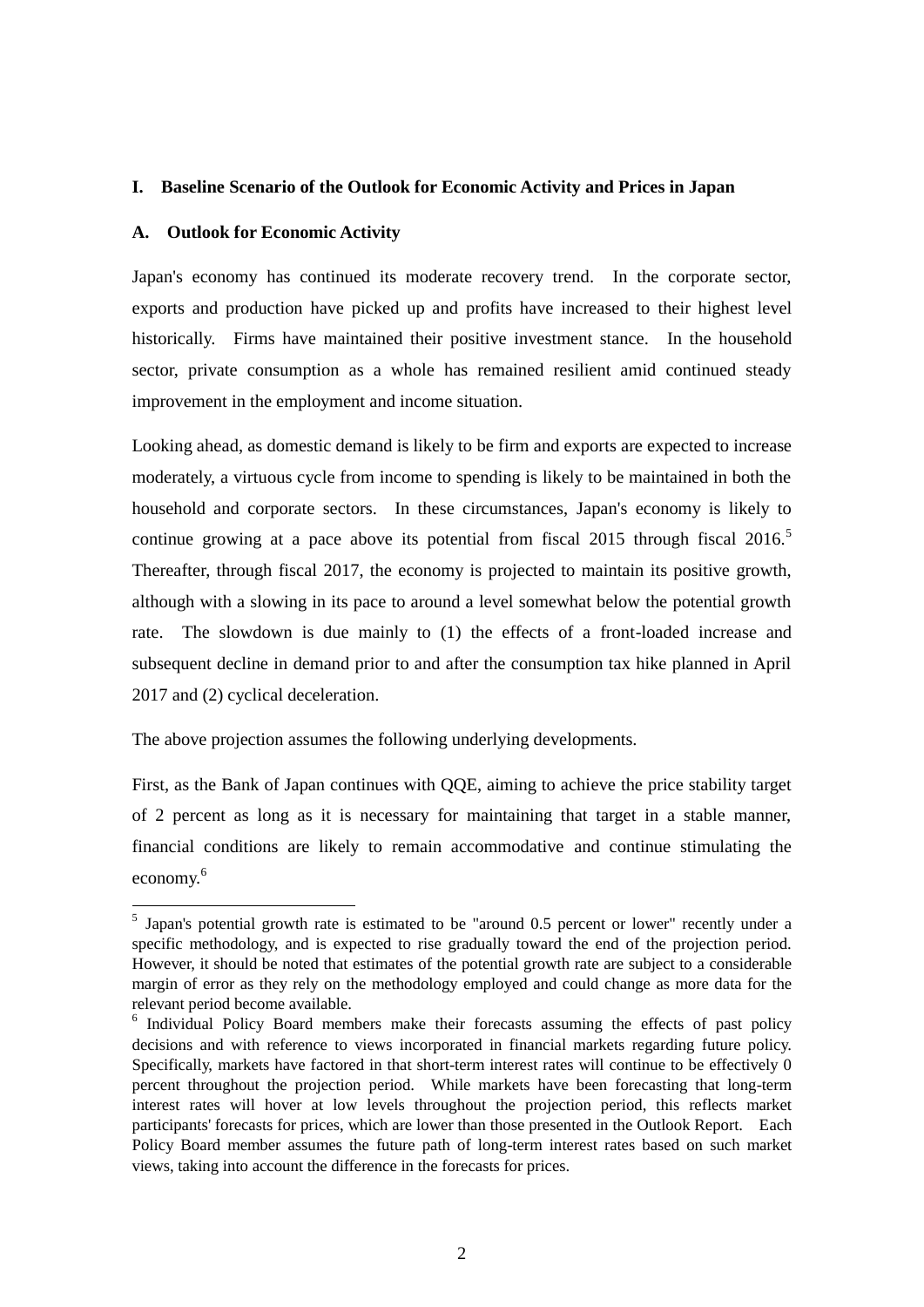## I. Baseline Scenario of the Outlook for Economic Activity and Prices in Japan

### A. Outlook for Economic Activity

Japan's economy has continued its moderate recovery trend. In the corporate sector, exports and production have picked up and profits have increased to their highest level historically. Firms have maintained their positive investment stance. In the household sector, private consumption as a whole has remained resilient amid continued steady improvement in the employment and income situation.

Looking ahead, as domestic demand is likely to be firm and exports are expected to increase moderately, a virtuous cycle from income to spending is likely to be maintained in both the household and corporate sectors. In these circumstances, Japan's economy is likely to continue growing at a pace above its potential from fiscal 2015 through fiscal 2016.[5] Thereafter, through fiscal 2017, the economy is projected to maintain its positive growth, although with a slowing in its pace to around a level somewhat below the potential growth rate. The slowdown is due mainly to (1) the effects of a front-loaded increase and subsequent decline in demand prior to and after the consumption tax hike planned in April 2017 and (2) cyclical deceleration.

The above projection assumes the following underlying developments.

First, as the Bank of Japan continues with QQE, aiming to achieve the price stability target of 2 percent as long as it is necessary for maintaining that target in a stable manner, financial conditions are likely to remain accommodative and continue stimulating the economy.[6]

---

[5] Japan's potential growth rate is estimated to be "around 0.5 percent or lower" recently under a specific methodology, and is expected to rise gradually toward the end of the projection period. However, it should be noted that estimates of the potential growth rate are subject to a considerable margin of error as they rely on the methodology employed and could change as more data for the relevant period become available.

[6] Individual Policy Board members make their forecasts assuming the effects of past policy decisions and with reference to views incorporated in financial markets regarding future policy. Specifically, markets have factored in that short-term interest rates will continue to be effectively 0 percent throughout the projection period. While markets have been forecasting that long-term interest rates will hover at low levels throughout the projection period, this reflects market participants' forecasts for prices, which are lower than those presented in the Outlook Report. Each Policy Board member assumes the future path of long-term interest rates based on such market views, taking into account the difference in the forecasts for prices.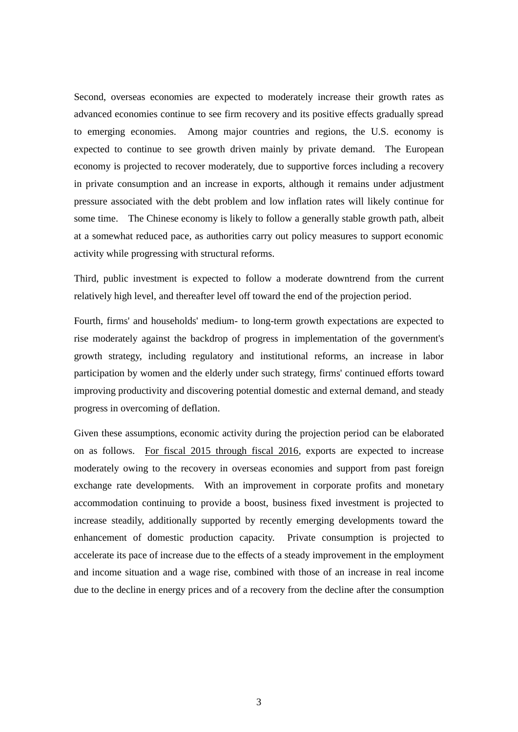Second, overseas economies are expected to moderately increase their growth rates as advanced economies continue to see firm recovery and its positive effects gradually spread to emerging economies. Among major countries and regions, the U.S. economy is expected to continue to see growth driven mainly by private demand. The European economy is projected to recover moderately, due to supportive forces including a recovery in private consumption and an increase in exports, although it remains under adjustment pressure associated with the debt problem and low inflation rates will likely continue for some time. The Chinese economy is likely to follow a generally stable growth path, albeit at a somewhat reduced pace, as authorities carry out policy measures to support economic activity while progressing with structural reforms.

Third, public investment is expected to follow a moderate downtrend from the current relatively high level, and thereafter level off toward the end of the projection period.

Fourth, firms' and households' medium- to long-term growth expectations are expected to rise moderately against the backdrop of progress in implementation of the government's growth strategy, including regulatory and institutional reforms, an increase in labor participation by women and the elderly under such strategy, firms' continued efforts toward improving productivity and discovering potential domestic and external demand, and steady progress in overcoming of deflation.

Given these assumptions, economic activity during the projection period can be elaborated on as follows. For fiscal 2015 through fiscal 2016, exports are expected to increase moderately owing to the recovery in overseas economies and support from past foreign exchange rate developments. With an improvement in corporate profits and monetary accommodation continuing to provide a boost, business fixed investment is projected to increase steadily, additionally supported by recently emerging developments toward the enhancement of domestic production capacity. Private consumption is projected to accelerate its pace of increase due to the effects of a steady improvement in the employment and income situation and a wage rise, combined with those of an increase in real income due to the decline in energy prices and of a recovery from the decline after the consumption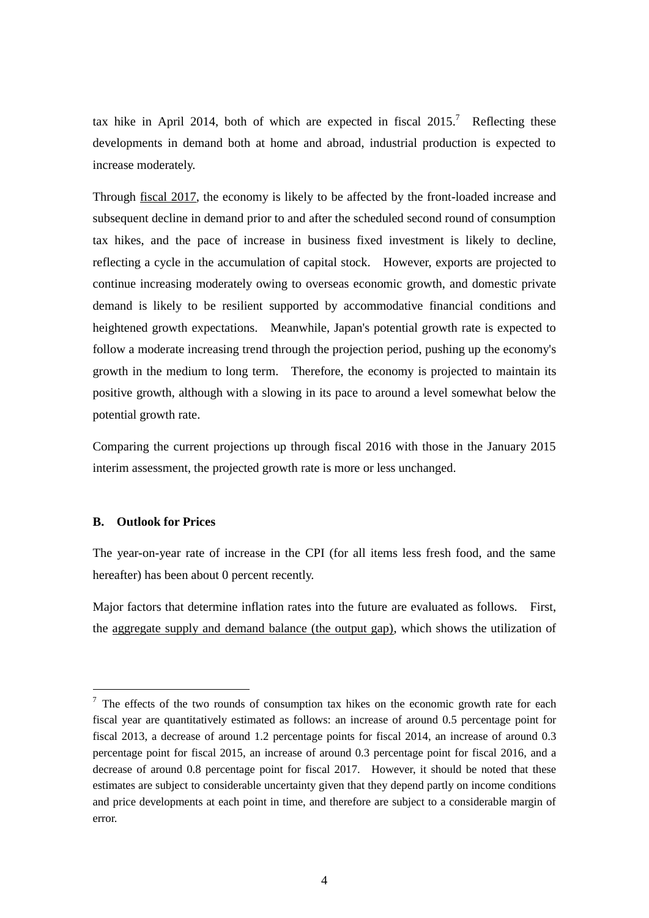tax hike in April 2014, both of which are expected in fiscal 2015.[7] Reflecting these developments in demand both at home and abroad, industrial production is expected to increase moderately.

Through fiscal 2017, the economy is likely to be affected by the front-loaded increase and subsequent decline in demand prior to and after the scheduled second round of consumption tax hikes, and the pace of increase in business fixed investment is likely to decline, reflecting a cycle in the accumulation of capital stock. However, exports are projected to continue increasing moderately owing to overseas economic growth, and domestic private demand is likely to be resilient supported by accommodative financial conditions and heightened growth expectations. Meanwhile, Japan's potential growth rate is expected to follow a moderate increasing trend through the projection period, pushing up the economy's growth in the medium to long term. Therefore, the economy is projected to maintain its positive growth, although with a slowing in its pace to around a level somewhat below the potential growth rate.

Comparing the current projections up through fiscal 2016 with those in the January 2015 interim assessment, the projected growth rate is more or less unchanged.

#### B. Outlook for Prices

The year-on-year rate of increase in the CPI (for all items less fresh food, and the same hereafter) has been about 0 percent recently.

Major factors that determine inflation rates into the future are evaluated as follows. First, the aggregate supply and demand balance (the output gap), which shows the utilization of

---

[7] The effects of the two rounds of consumption tax hikes on the economic growth rate for each fiscal year are quantitatively estimated as follows: an increase of around 0.5 percentage point for fiscal 2013, a decrease of around 1.2 percentage points for fiscal 2014, an increase of around 0.3 percentage point for fiscal 2015, an increase of around 0.3 percentage point for fiscal 2016, and a decrease of around 0.8 percentage point for fiscal 2017. However, it should be noted that these estimates are subject to considerable uncertainty given that they depend partly on income conditions and price developments at each point in time, and therefore are subject to a considerable margin of error.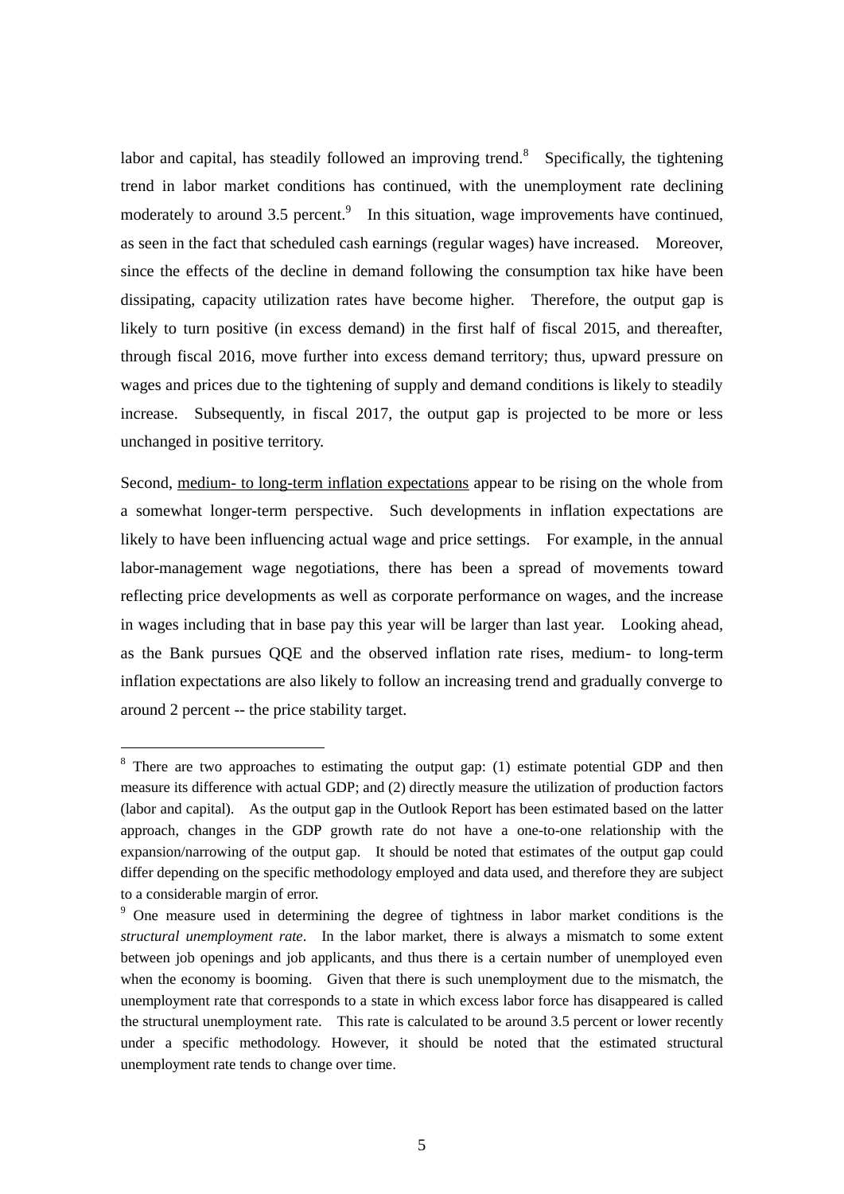labor and capital, has steadily followed an improving trend.[8] Specifically, the tightening trend in labor market conditions has continued, with the unemployment rate declining moderately to around 3.5 percent.[9] In this situation, wage improvements have continued, as seen in the fact that scheduled cash earnings (regular wages) have increased. Moreover, since the effects of the decline in demand following the consumption tax hike have been dissipating, capacity utilization rates have become higher. Therefore, the output gap is likely to turn positive (in excess demand) in the first half of fiscal 2015, and thereafter, through fiscal 2016, move further into excess demand territory; thus, upward pressure on wages and prices due to the tightening of supply and demand conditions is likely to steadily increase. Subsequently, in fiscal 2017, the output gap is projected to be more or less unchanged in positive territory.

Second, <u>medium- to long-term inflation expectations</u> appear to be rising on the whole from a somewhat longer-term perspective. Such developments in inflation expectations are likely to have been influencing actual wage and price settings. For example, in the annual labor-management wage negotiations, there has been a spread of movements toward reflecting price developments as well as corporate performance on wages, and the increase in wages including that in base pay this year will be larger than last year. Looking ahead, as the Bank pursues QQE and the observed inflation rate rises, medium- to long-term inflation expectations are also likely to follow an increasing trend and gradually converge to around 2 percent -- the price stability target.

---

[8] There are two approaches to estimating the output gap: (1) estimate potential GDP and then measure its difference with actual GDP; and (2) directly measure the utilization of production factors (labor and capital). As the output gap in the Outlook Report has been estimated based on the latter approach, changes in the GDP growth rate do not have a one-to-one relationship with the expansion/narrowing of the output gap. It should be noted that estimates of the output gap could differ depending on the specific methodology employed and data used, and therefore they are subject to a considerable margin of error.

[9] One measure used in determining the degree of tightness in labor market conditions is the *structural unemployment rate*. In the labor market, there is always a mismatch to some extent between job openings and job applicants, and thus there is a certain number of unemployed even when the economy is booming. Given that there is such unemployment due to the mismatch, the unemployment rate that corresponds to a state in which excess labor force has disappeared is called the structural unemployment rate. This rate is calculated to be around 3.5 percent or lower recently under a specific methodology. However, it should be noted that the estimated structural unemployment rate tends to change over time.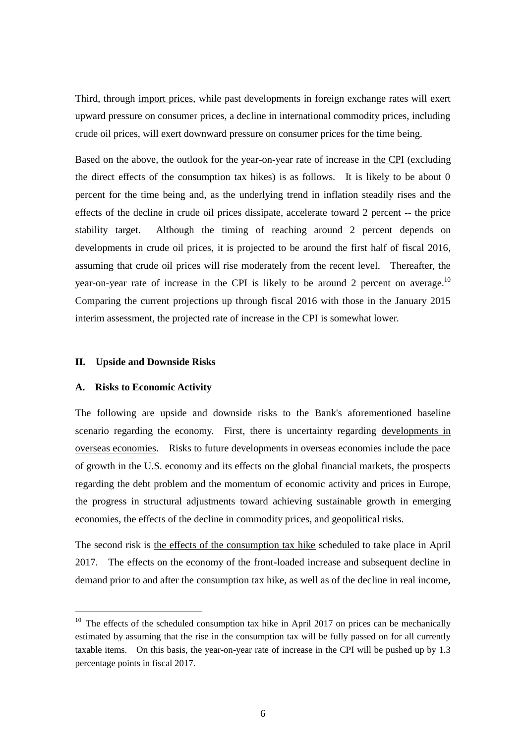Third, through import prices, while past developments in foreign exchange rates will exert upward pressure on consumer prices, a decline in international commodity prices, including crude oil prices, will exert downward pressure on consumer prices for the time being.

Based on the above, the outlook for the year-on-year rate of increase in the CPI (excluding the direct effects of the consumption tax hikes) is as follows. It is likely to be about 0 percent for the time being and, as the underlying trend in inflation steadily rises and the effects of the decline in crude oil prices dissipate, accelerate toward 2 percent -- the price stability target. Although the timing of reaching around 2 percent depends on developments in crude oil prices, it is projected to be around the first half of fiscal 2016, assuming that crude oil prices will rise moderately from the recent level. Thereafter, the year-on-year rate of increase in the CPI is likely to be around 2 percent on average.[10] Comparing the current projections up through fiscal 2016 with those in the January 2015 interim assessment, the projected rate of increase in the CPI is somewhat lower.

## II. Upside and Downside Risks

### A. Risks to Economic Activity

The following are upside and downside risks to the Bank's aforementioned baseline scenario regarding the economy. First, there is uncertainty regarding developments in overseas economies. Risks to future developments in overseas economies include the pace of growth in the U.S. economy and its effects on the global financial markets, the prospects regarding the debt problem and the momentum of economic activity and prices in Europe, the progress in structural adjustments toward achieving sustainable growth in emerging economies, the effects of the decline in commodity prices, and geopolitical risks.

The second risk is the effects of the consumption tax hike scheduled to take place in April 2017. The effects on the economy of the front-loaded increase and subsequent decline in demand prior to and after the consumption tax hike, as well as of the decline in real income,

---

[10] The effects of the scheduled consumption tax hike in April 2017 on prices can be mechanically estimated by assuming that the rise in the consumption tax will be fully passed on for all currently taxable items. On this basis, the year-on-year rate of increase in the CPI will be pushed up by 1.3 percentage points in fiscal 2017.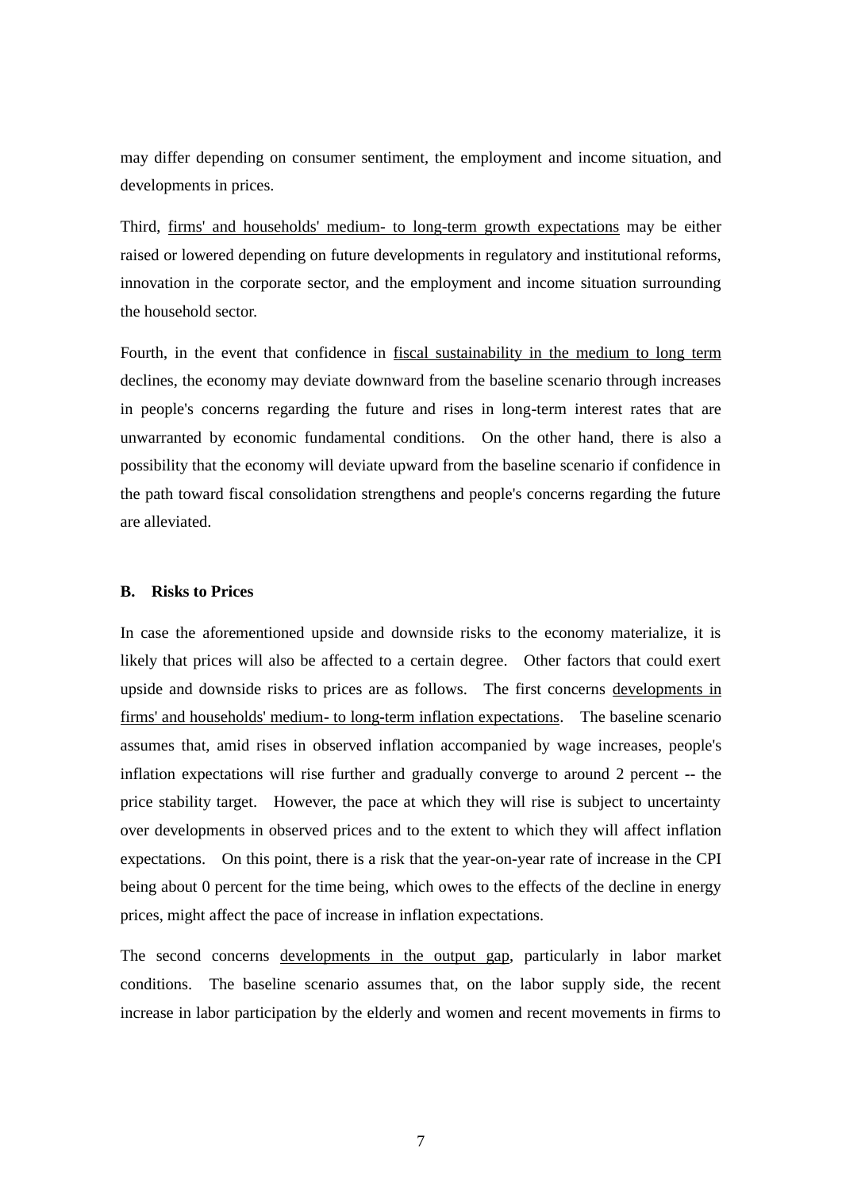may differ depending on consumer sentiment, the employment and income situation, and developments in prices.

Third, firms' and households' medium- to long-term growth expectations may be either raised or lowered depending on future developments in regulatory and institutional reforms, innovation in the corporate sector, and the employment and income situation surrounding the household sector.

Fourth, in the event that confidence in fiscal sustainability in the medium to long term declines, the economy may deviate downward from the baseline scenario through increases in people's concerns regarding the future and rises in long-term interest rates that are unwarranted by economic fundamental conditions. On the other hand, there is also a possibility that the economy will deviate upward from the baseline scenario if confidence in the path toward fiscal consolidation strengthens and people's concerns regarding the future are alleviated.

### B. Risks to Prices

In case the aforementioned upside and downside risks to the economy materialize, it is likely that prices will also be affected to a certain degree. Other factors that could exert upside and downside risks to prices are as follows. The first concerns developments in firms' and households' medium- to long-term inflation expectations. The baseline scenario assumes that, amid rises in observed inflation accompanied by wage increases, people's inflation expectations will rise further and gradually converge to around 2 percent -- the price stability target. However, the pace at which they will rise is subject to uncertainty over developments in observed prices and to the extent to which they will affect inflation expectations. On this point, there is a risk that the year-on-year rate of increase in the CPI being about 0 percent for the time being, which owes to the effects of the decline in energy prices, might affect the pace of increase in inflation expectations.

The second concerns developments in the output gap, particularly in labor market conditions. The baseline scenario assumes that, on the labor supply side, the recent increase in labor participation by the elderly and women and recent movements in firms to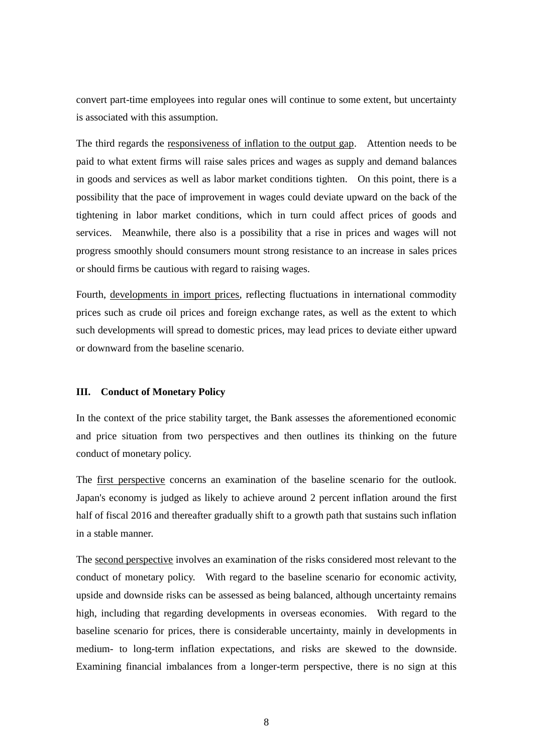convert part-time employees into regular ones will continue to some extent, but uncertainty is associated with this assumption.

The third regards the <u>responsiveness of inflation to the output gap</u>. Attention needs to be paid to what extent firms will raise sales prices and wages as supply and demand balances in goods and services as well as labor market conditions tighten. On this point, there is a possibility that the pace of improvement in wages could deviate upward on the back of the tightening in labor market conditions, which in turn could affect prices of goods and services. Meanwhile, there also is a possibility that a rise in prices and wages will not progress smoothly should consumers mount strong resistance to an increase in sales prices or should firms be cautious with regard to raising wages.

Fourth, <u>developments in import prices</u>, reflecting fluctuations in international commodity prices such as crude oil prices and foreign exchange rates, as well as the extent to which such developments will spread to domestic prices, may lead prices to deviate either upward or downward from the baseline scenario.

## III. Conduct of Monetary Policy

In the context of the price stability target, the Bank assesses the aforementioned economic and price situation from two perspectives and then outlines its thinking on the future conduct of monetary policy.

The <u>first perspective</u> concerns an examination of the baseline scenario for the outlook. Japan's economy is judged as likely to achieve around 2 percent inflation around the first half of fiscal 2016 and thereafter gradually shift to a growth path that sustains such inflation in a stable manner.

The <u>second perspective</u> involves an examination of the risks considered most relevant to the conduct of monetary policy. With regard to the baseline scenario for economic activity, upside and downside risks can be assessed as being balanced, although uncertainty remains high, including that regarding developments in overseas economies. With regard to the baseline scenario for prices, there is considerable uncertainty, mainly in developments in medium- to long-term inflation expectations, and risks are skewed to the downside. Examining financial imbalances from a longer-term perspective, there is no sign at this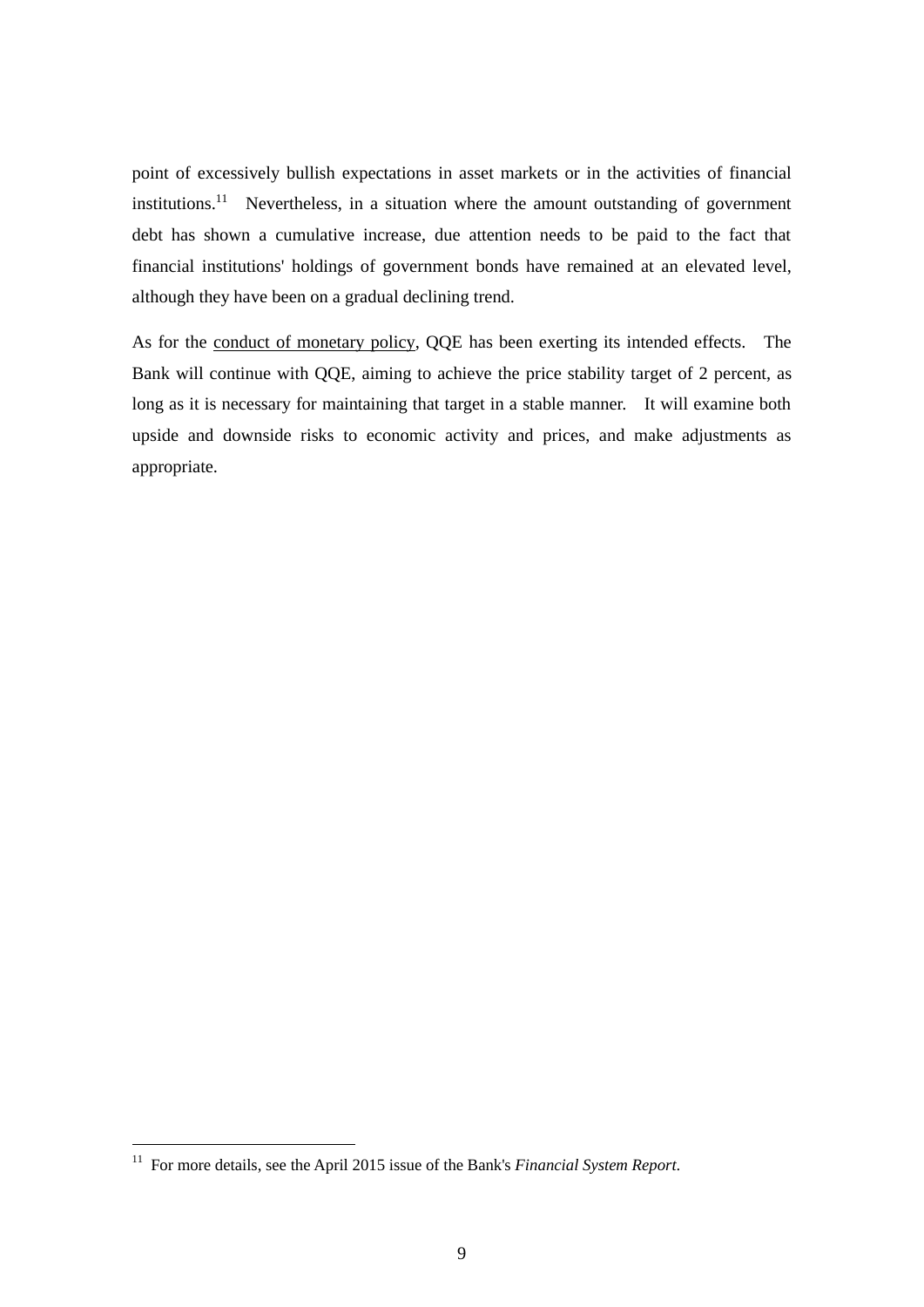point of excessively bullish expectations in asset markets or in the activities of financial institutions.[11] Nevertheless, in a situation where the amount outstanding of government debt has shown a cumulative increase, due attention needs to be paid to the fact that financial institutions' holdings of government bonds have remained at an elevated level, although they have been on a gradual declining trend.

As for the <u>conduct of monetary policy</u>, QQE has been exerting its intended effects. The Bank will continue with QQE, aiming to achieve the price stability target of 2 percent, as long as it is necessary for maintaining that target in a stable manner. It will examine both upside and downside risks to economic activity and prices, and make adjustments as appropriate.

[11] For more details, see the April 2015 issue of the Bank's *Financial System Report*.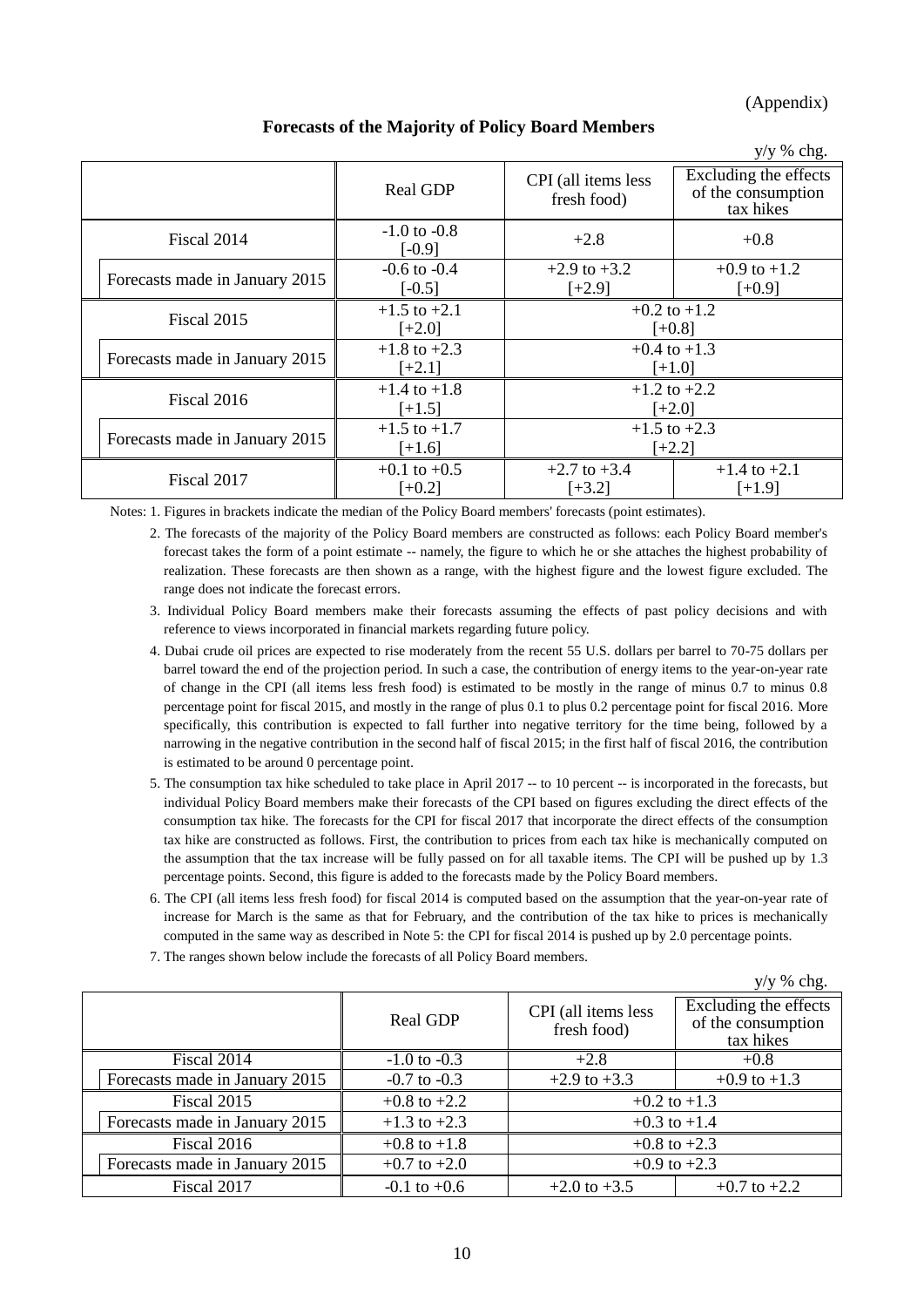(Appendix)

## Forecasts of the Majority of Policy Board Members

y/y % chg.

| | Real GDP | CPI (all items less fresh food) | Excluding the effects of the consumption tax hikes |
|---|---|---|---|
| Fiscal 2014 | -1.0 to -0.8 [-0.9] | +2.8 | +0.8 |
| Forecasts made in January 2015 | -0.6 to -0.4 [-0.5] | +2.9 to +3.2 [+2.9] | +0.9 to +1.2 [+0.9] |
| Fiscal 2015 | +1.5 to +2.1 [+2.0] | +0.2 to +1.2 [+0.8] | |
| Forecasts made in January 2015 | +1.8 to +2.3 [+2.1] | +0.4 to +1.3 [+1.0] | |
| Fiscal 2016 | +1.4 to +1.8 [+1.5] | +1.2 to +2.2 [+2.0] | |
| Forecasts made in January 2015 | +1.5 to +1.7 [+1.6] | +1.5 to +2.3 [+2.2] | |
| Fiscal 2017 | +0.1 to +0.5 [+0.2] | +2.7 to +3.4 [+3.2] | +1.4 to +2.1 [+1.9] |

Notes: 1. Figures in brackets indicate the median of the Policy Board members' forecasts (point estimates).

2. The forecasts of the majority of the Policy Board members are constructed as follows: each Policy Board member's forecast takes the form of a point estimate -- namely, the figure to which he or she attaches the highest probability of realization. These forecasts are then shown as a range, with the highest figure and the lowest figure excluded. The range does not indicate the forecast errors.

3. Individual Policy Board members make their forecasts assuming the effects of past policy decisions and with reference to views incorporated in financial markets regarding future policy.

4. Dubai crude oil prices are expected to rise moderately from the recent 55 U.S. dollars per barrel to 70-75 dollars per barrel toward the end of the projection period. In such a case, the contribution of energy items to the year-on-year rate of change in the CPI (all items less fresh food) is estimated to be mostly in the range of minus 0.7 to minus 0.8 percentage point for fiscal 2015, and mostly in the range of plus 0.1 to plus 0.2 percentage point for fiscal 2016. More specifically, this contribution is expected to fall further into negative territory for the time being, followed by a narrowing in the negative contribution in the second half of fiscal 2015; in the first half of fiscal 2016, the contribution is estimated to be around 0 percentage point.

5. The consumption tax hike scheduled to take place in April 2017 -- to 10 percent -- is incorporated in the forecasts, but individual Policy Board members make their forecasts of the CPI based on figures excluding the direct effects of the consumption tax hike. The forecasts for the CPI for fiscal 2017 that incorporate the direct effects of the consumption tax hike are constructed as follows. First, the contribution to prices from each tax hike is mechanically computed on the assumption that the tax increase will be fully passed on for all taxable items. The CPI will be pushed up by 1.3 percentage points. Second, this figure is added to the forecasts made by the Policy Board members.

6. The CPI (all items less fresh food) for fiscal 2014 is computed based on the assumption that the year-on-year rate of increase for March is the same as that for February, and the contribution of the tax hike to prices is mechanically computed in the same way as described in Note 5: the CPI for fiscal 2014 is pushed up by 2.0 percentage points.

7. The ranges shown below include the forecasts of all Policy Board members.

y/y % chg.

| | Real GDP | CPI (all items less fresh food) | Excluding the effects of the consumption tax hikes |
|---|---|---|---|
| Fiscal 2014 | -1.0 to -0.3 | +2.8 | +0.8 |
| Forecasts made in January 2015 | -0.7 to -0.3 | +2.9 to +3.3 | +0.9 to +1.3 |
| Fiscal 2015 | +0.8 to +2.2 | +0.2 to +1.3 | |
| Forecasts made in January 2015 | +1.3 to +2.3 | +0.3 to +1.4 | |
| Fiscal 2016 | +0.8 to +1.8 | +0.8 to +2.3 | |
| Forecasts made in January 2015 | +0.7 to +2.0 | +0.9 to +2.3 | |
| Fiscal 2017 | -0.1 to +0.6 | +2.0 to +3.5 | +0.7 to +2.2 |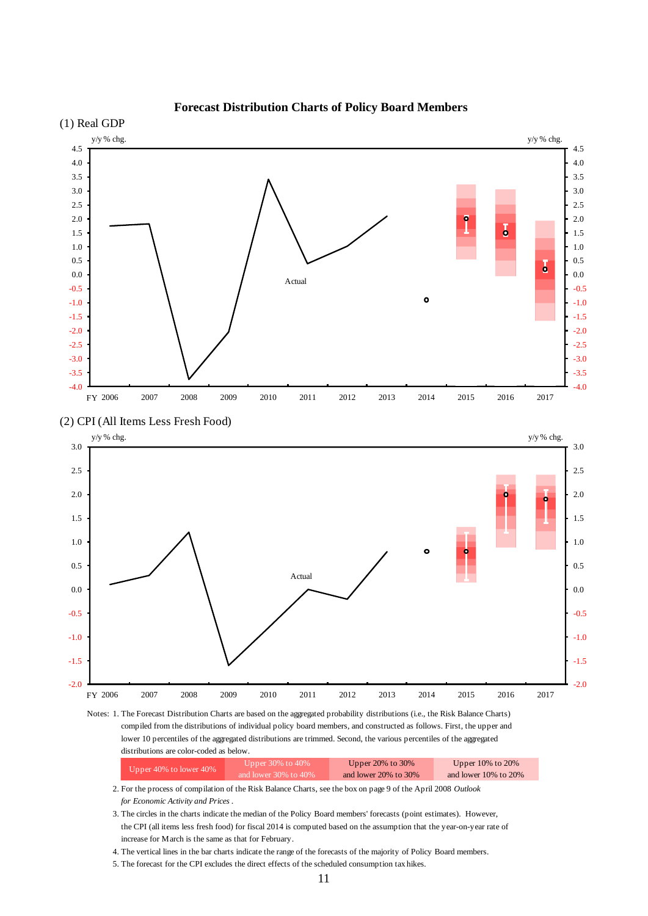# Forecast Distribution Charts of Policy Board Members

(1) Real GDP

y/y % chg.

y/y % chg.

4.5
4.0
3.5
3.0
2.5
2.0
1.5
1.0
0.5
0.0
-0.5
-1.0
-1.5
-2.0
-2.5
-3.0
-3.5
-4.0

Actual

FY 2006 2007 2008 2009 2010 2011 2012 2013 2014 2015 2016 2017

(2) CPI (All Items Less Fresh Food)

y/y % chg.

y/y % chg.

3.0
2.5
2.0
1.5
1.0
0.5
0.0
-0.5
-1.0
-1.5
-2.0

Actual

FY 2006 2007 2008 2009 2010 2011 2012 2013 2014 2015 2016 2017

Notes: 1. The Forecast Distribution Charts are based on the aggregated probability distributions (i.e., the Risk Balance Charts) compiled from the distributions of individual policy board members, and constructed as follows. First, the upper and lower 10 percentiles of the aggregated distributions are trimmed. Second, the various percentiles of the aggregated distributions are color-coded as below.

| Upper 40% to lower 40% | Upper 30% to 40% and lower 30% to 40% | Upper 20% to 30% and lower 20% to 30% | Upper 10% to 20% and lower 10% to 20% |
|---|---|---|---|

2. For the process of compilation of the Risk Balance Charts, see the box on page 9 of the April 2008 *Outlook for Economic Activity and Prices*.

3. The circles in the charts indicate the median of the Policy Board members' forecasts (point estimates). However, the CPI (all items less fresh food) for fiscal 2014 is computed based on the assumption that the year-on-year rate of increase for March is the same as that for February.

4. The vertical lines in the bar charts indicate the range of the forecasts of the majority of Policy Board members.

5. The forecast for the CPI excludes the direct effects of the scheduled consumption tax hikes.